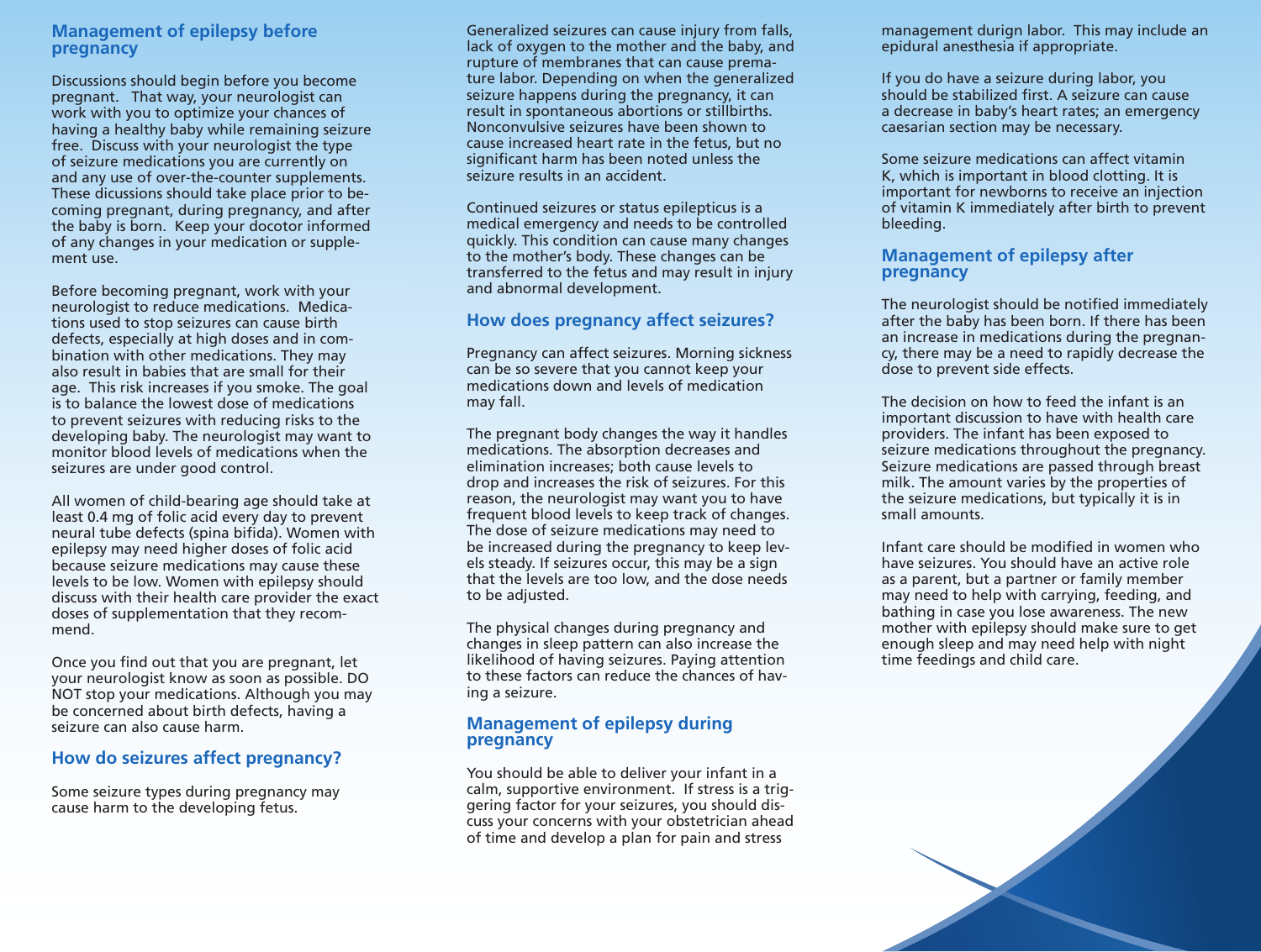## Management of epilepsy before pregnancy

Discussions should begin before you become pregnant. That way, your neurologist can work with you to optimize your chances of having a healthy baby while remaining seizure free. Discuss with your neurologist the type of seizure medications you are currently on and any use of over-the-counter supplements. These dicussions should take place prior to becoming pregnant, during pregnancy, and after the baby is born. Keep your docotor informed of any changes in your medication or supplement use.

Before becoming pregnant, work with your neurologist to reduce medications. Medications used to stop seizures can cause birth defects, especially at high doses and in combination with other medications. They may also result in babies that are small for their age. This risk increases if you smoke. The goal is to balance the lowest dose of medications to prevent seizures with reducing risks to the developing baby. The neurologist may want to monitor blood levels of medications when the seizures are under good control.

All women of child-bearing age should take at least 0.4 mg of folic acid every day to prevent neural tube defects (spina bifida). Women with epilepsy may need higher doses of folic acid because seizure medications may cause these levels to be low. Women with epilepsy should discuss with their health care provider the exact doses of supplementation that they recommend.

Once you find out that you are pregnant, let your neurologist know as soon as possible. DO NOT stop your medications. Although you may be concerned about birth defects, having a seizure can also cause harm.

## How do seizures affect pregnancy?

Some seizure types during pregnancy may cause harm to the developing fetus.

Generalized seizures can cause injury from falls, lack of oxygen to the mother and the baby, and rupture of membranes that can cause premature labor. Depending on when the generalized seizure happens during the pregnancy, it can result in spontaneous abortions or stillbirths. Nonconvulsive seizures have been shown to cause increased heart rate in the fetus, but no significant harm has been noted unless the seizure results in an accident.

Continued seizures or status epilepticus is a medical emergency and needs to be controlled quickly. This condition can cause many changes to the mother's body. These changes can be transferred to the fetus and may result in injury and abnormal development.

## How does pregnancy affect seizures?

Pregnancy can affect seizures. Morning sickness can be so severe that you cannot keep your medications down and levels of medication may fall.

The pregnant body changes the way it handles medications. The absorption decreases and elimination increases; both cause levels to drop and increases the risk of seizures. For this reason, the neurologist may want you to have frequent blood levels to keep track of changes. The dose of seizure medications may need to be increased during the pregnancy to keep levels steady. If seizures occur, this may be a sign that the levels are too low, and the dose needs to be adjusted.

The physical changes during pregnancy and changes in sleep pattern can also increase the likelihood of having seizures. Paying attention to these factors can reduce the chances of having a seizure.

## Management of epilepsy during pregnancy

You should be able to deliver your infant in a calm, supportive environment. If stress is a triggering factor for your seizures, you should discuss your concerns with your obstetrician ahead of time and develop a plan for pain and stress management durign labor. This may include an epidural anesthesia if appropriate.

If you do have a seizure during labor, you should be stabilized first. A seizure can cause a decrease in baby's heart rates; an emergency caesarian section may be necessary.

Some seizure medications can affect vitamin K, which is important in blood clotting. It is important for newborns to receive an injection of vitamin K immediately after birth to prevent bleeding.

## Management of epilepsy after pregnancy

The neurologist should be notified immediately after the baby has been born. If there has been an increase in medications during the pregnancy, there may be a need to rapidly decrease the dose to prevent side effects.

The decision on how to feed the infant is an important discussion to have with health care providers. The infant has been exposed to seizure medications throughout the pregnancy. Seizure medications are passed through breast milk. The amount varies by the properties of the seizure medications, but typically it is in small amounts.

Infant care should be modified in women who have seizures. You should have an active role as a parent, but a partner or family member may need to help with carrying, feeding, and bathing in case you lose awareness. The new mother with epilepsy should make sure to get enough sleep and may need help with night time feedings and child care.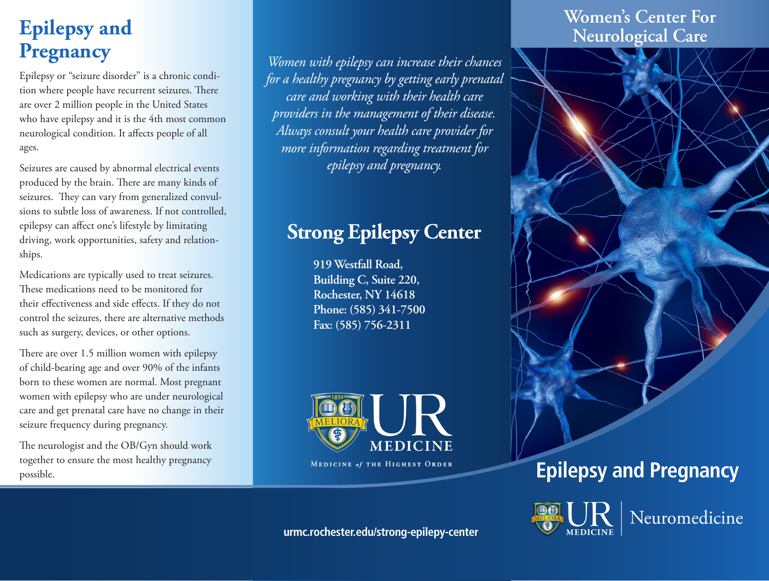# Epilepsy and Pregnancy

Epilepsy or "seizure disorder" is a chronic condition where people have recurrent seizures. There are over 2 million people in the United States who have epilepsy and it is the 4th most common neurological condition. It affects people of all ages.

Seizures are caused by abnormal electrical events produced by the brain. There are many kinds of seizures. They can vary from generalized convulsions to subtle loss of awareness. If not controlled, epilepsy can affect one's lifestyle by limitating driving, work opportunities, safety and relationships.

Medications are typically used to treat seizures. These medications need to be monitored for their effectiveness and side effects. If they do not control the seizures, there are alternative methods such as surgery, devices, or other options.

There are over 1.5 million women with epilepsy of child-bearing age and over 90% of the infants born to these women are normal. Most pregnant women with epilepsy who are under neurological care and get prenatal care have no change in their seizure frequency during pregnancy.

The neurologist and the OB/Gyn should work together to ensure the most healthy pregnancy possible.

*Women with epilepsy can increase their chances for a healthy pregnancy by getting early prenatal care and working with their health care providers in the management of their disease. Always consult your health care provider for more information regarding treatment for epilepsy and pregnancy.*

## Strong Epilepsy Center

**919 Westfall Road,**
**Building C, Suite 220,**
**Rochester, NY 14618**
**Phone: (585) 341-7500**
**Fax: (585) 756-2311**

UR MEDICINE

MEDICINE *of* THE HIGHEST ORDER

**urmc.rochester.edu/strong-epilepsy-center**

## Women's Center For Neurological Care

# Epilepsy and Pregnancy

UR MEDICINE | Neuromedicine